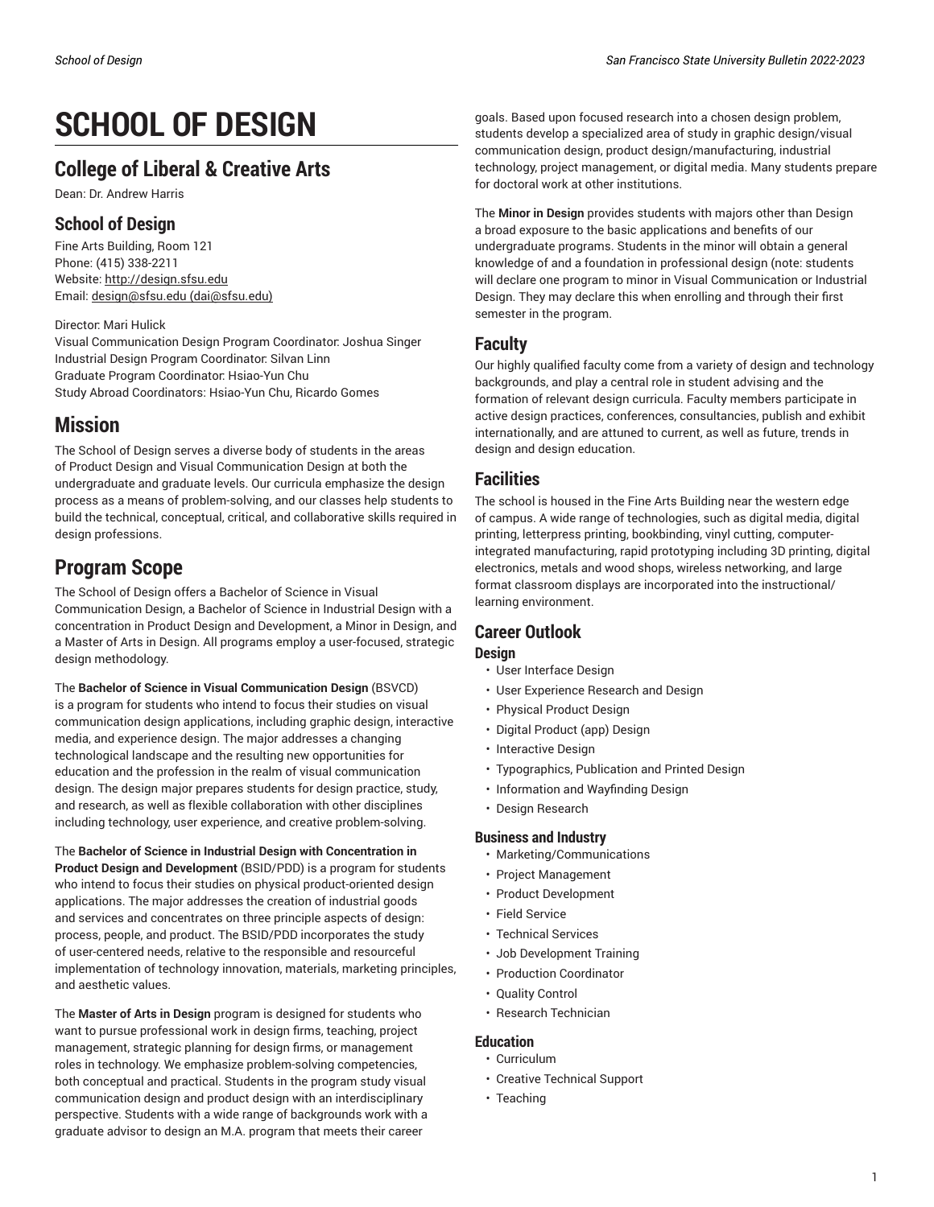# SCHOOL OF DESIGN

## College of Liberal & Creative Arts

Dean: Dr. Andrew Harris

### School of Design

Fine Arts Building, Room 121
Phone: (415) 338-2211
Website: http://design.sfsu.edu
Email: design@sfsu.edu (dai@sfsu.edu)

Director: Mari Hulick
Visual Communication Design Program Coordinator: Joshua Singer
Industrial Design Program Coordinator: Silvan Linn
Graduate Program Coordinator: Hsiao-Yun Chu
Study Abroad Coordinators: Hsiao-Yun Chu, Ricardo Gomes

## Mission

The School of Design serves a diverse body of students in the areas of Product Design and Visual Communication Design at both the undergraduate and graduate levels. Our curricula emphasize the design process as a means of problem-solving, and our classes help students to build the technical, conceptual, critical, and collaborative skills required in design professions.

## Program Scope

The School of Design offers a Bachelor of Science in Visual Communication Design, a Bachelor of Science in Industrial Design with a concentration in Product Design and Development, a Minor in Design, and a Master of Arts in Design. All programs employ a user-focused, strategic design methodology.

The **Bachelor of Science in Visual Communication Design** (BSVCD) is a program for students who intend to focus their studies on visual communication design applications, including graphic design, interactive media, and experience design. The major addresses a changing technological landscape and the resulting new opportunities for education and the profession in the realm of visual communication design. The design major prepares students for design practice, study, and research, as well as flexible collaboration with other disciplines including technology, user experience, and creative problem-solving.

The **Bachelor of Science in Industrial Design with Concentration in Product Design and Development** (BSID/PDD) is a program for students who intend to focus their studies on physical product-oriented design applications. The major addresses the creation of industrial goods and services and concentrates on three principle aspects of design: process, people, and product. The BSID/PDD incorporates the study of user-centered needs, relative to the responsible and resourceful implementation of technology innovation, materials, marketing principles, and aesthetic values.

The **Master of Arts in Design** program is designed for students who want to pursue professional work in design firms, teaching, project management, strategic planning for design firms, or management roles in technology. We emphasize problem-solving competencies, both conceptual and practical. Students in the program study visual communication design and product design with an interdisciplinary perspective. Students with a wide range of backgrounds work with a graduate advisor to design an M.A. program that meets their career goals. Based upon focused research into a chosen design problem, students develop a specialized area of study in graphic design/visual communication design, product design/manufacturing, industrial technology, project management, or digital media. Many students prepare for doctoral work at other institutions.

The **Minor in Design** provides students with majors other than Design a broad exposure to the basic applications and benefits of our undergraduate programs. Students in the minor will obtain a general knowledge of and a foundation in professional design (note: students will declare one program to minor in Visual Communication or Industrial Design. They may declare this when enrolling and through their first semester in the program.

## Faculty

Our highly qualified faculty come from a variety of design and technology backgrounds, and play a central role in student advising and the formation of relevant design curricula. Faculty members participate in active design practices, conferences, consultancies, publish and exhibit internationally, and are attuned to current, as well as future, trends in design and design education.

## Facilities

The school is housed in the Fine Arts Building near the western edge of campus. A wide range of technologies, such as digital media, digital printing, letterpress printing, bookbinding, vinyl cutting, computer-integrated manufacturing, rapid prototyping including 3D printing, digital electronics, metals and wood shops, wireless networking, and large format classroom displays are incorporated into the instructional/learning environment.

## Career Outlook

### Design

- User Interface Design
- User Experience Research and Design
- Physical Product Design
- Digital Product (app) Design
- Interactive Design
- Typographics, Publication and Printed Design
- Information and Wayfinding Design
- Design Research

### Business and Industry

- Marketing/Communications
- Project Management
- Product Development
- Field Service
- Technical Services
- Job Development Training
- Production Coordinator
- Quality Control
- Research Technician

### Education

- Curriculum
- Creative Technical Support
- Teaching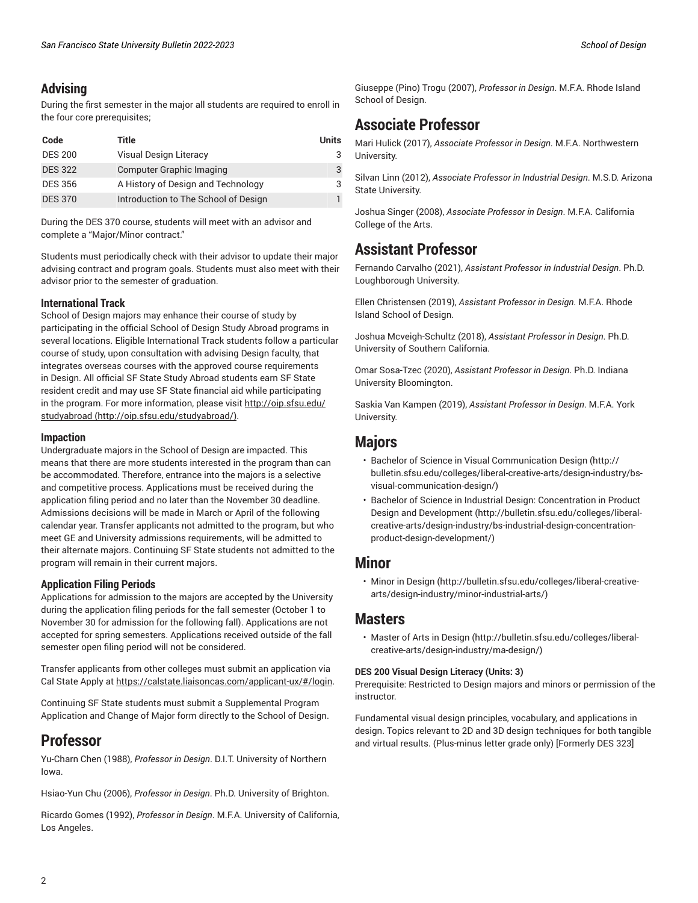## Advising

During the first semester in the major all students are required to enroll in the four core prerequisites;

| Code | Title | Units |
|---|---|---|
| DES 200 | Visual Design Literacy | 3 |
| DES 322 | Computer Graphic Imaging | 3 |
| DES 356 | A History of Design and Technology | 3 |
| DES 370 | Introduction to The School of Design | 1 |

During the DES 370 course, students will meet with an advisor and complete a "Major/Minor contract."

Students must periodically check with their advisor to update their major advising contract and program goals. Students must also meet with their advisor prior to the semester of graduation.

### International Track

School of Design majors may enhance their course of study by participating in the official School of Design Study Abroad programs in several locations. Eligible International Track students follow a particular course of study, upon consultation with advising Design faculty, that integrates overseas courses with the approved course requirements in Design. All official SF State Study Abroad students earn SF State resident credit and may use SF State financial aid while participating in the program. For more information, please visit http://oip.sfsu.edu/studyabroad (http://oip.sfsu.edu/studyabroad/).

### Impaction

Undergraduate majors in the School of Design are impacted. This means that there are more students interested in the program than can be accommodated. Therefore, entrance into the majors is a selective and competitive process. Applications must be received during the application filing period and no later than the November 30 deadline. Admissions decisions will be made in March or April of the following calendar year. Transfer applicants not admitted to the program, but who meet GE and University admissions requirements, will be admitted to their alternate majors. Continuing SF State students not admitted to the program will remain in their current majors.

### Application Filing Periods

Applications for admission to the majors are accepted by the University during the application filing periods for the fall semester (October 1 to November 30 for admission for the following fall). Applications are not accepted for spring semesters. Applications received outside of the fall semester open filing period will not be considered.

Transfer applicants from other colleges must submit an application via Cal State Apply at https://calstate.liaisoncas.com/applicant-ux/#/login.

Continuing SF State students must submit a Supplemental Program Application and Change of Major form directly to the School of Design.

## Professor

Yu-Charn Chen (1988), *Professor in Design*. D.I.T. University of Northern Iowa.

Hsiao-Yun Chu (2006), *Professor in Design*. Ph.D. University of Brighton.

Ricardo Gomes (1992), *Professor in Design*. M.F.A. University of California, Los Angeles.

Giuseppe (Pino) Trogu (2007), *Professor in Design*. M.F.A. Rhode Island School of Design.

## Associate Professor

Mari Hulick (2017), *Associate Professor in Design*. M.F.A. Northwestern University.

Silvan Linn (2012), *Associate Professor in Industrial Design*. M.S.D. Arizona State University.

Joshua Singer (2008), *Associate Professor in Design*. M.F.A. California College of the Arts.

## Assistant Professor

Fernando Carvalho (2021), *Assistant Professor in Industrial Design*. Ph.D. Loughborough University.

Ellen Christensen (2019), *Assistant Professor in Design*. M.F.A. Rhode Island School of Design.

Joshua Mcveigh-Schultz (2018), *Assistant Professor in Design*. Ph.D. University of Southern California.

Omar Sosa-Tzec (2020), *Assistant Professor in Design*. Ph.D. Indiana University Bloomington.

Saskia Van Kampen (2019), *Assistant Professor in Design*. M.F.A. York University.

## Majors

- Bachelor of Science in Visual Communication Design (http://bulletin.sfsu.edu/colleges/liberal-creative-arts/design-industry/bs-visual-communication-design/)
- Bachelor of Science in Industrial Design: Concentration in Product Design and Development (http://bulletin.sfsu.edu/colleges/liberal-creative-arts/design-industry/bs-industrial-design-concentration-product-design-development/)

## Minor

- Minor in Design (http://bulletin.sfsu.edu/colleges/liberal-creative-arts/design-industry/minor-industrial-arts/)

## Masters

- Master of Arts in Design (http://bulletin.sfsu.edu/colleges/liberal-creative-arts/design-industry/ma-design/)

**DES 200 Visual Design Literacy (Units: 3)**

Prerequisite: Restricted to Design majors and minors or permission of the instructor.

Fundamental visual design principles, vocabulary, and applications in design. Topics relevant to 2D and 3D design techniques for both tangible and virtual results. (Plus-minus letter grade only) [Formerly DES 323]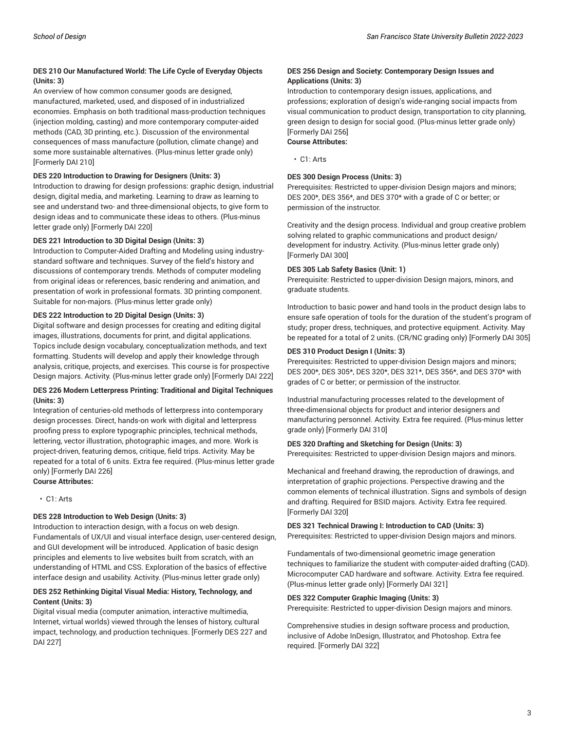**DES 210 Our Manufactured World: The Life Cycle of Everyday Objects (Units: 3)**
An overview of how common consumer goods are designed, manufactured, marketed, used, and disposed of in industrialized economies. Emphasis on both traditional mass-production techniques (injection molding, casting) and more contemporary computer-aided methods (CAD, 3D printing, etc.). Discussion of the environmental consequences of mass manufacture (pollution, climate change) and some more sustainable alternatives. (Plus-minus letter grade only) [Formerly DAI 210]

**DES 220 Introduction to Drawing for Designers (Units: 3)**
Introduction to drawing for design professions: graphic design, industrial design, digital media, and marketing. Learning to draw as learning to see and understand two- and three-dimensional objects, to give form to design ideas and to communicate these ideas to others. (Plus-minus letter grade only) [Formerly DAI 220]

**DES 221 Introduction to 3D Digital Design (Units: 3)**
Introduction to Computer-Aided Drafting and Modeling using industry-standard software and techniques. Survey of the field's history and discussions of contemporary trends. Methods of computer modeling from original ideas or references, basic rendering and animation, and presentation of work in professional formats. 3D printing component. Suitable for non-majors. (Plus-minus letter grade only)

**DES 222 Introduction to 2D Digital Design (Units: 3)**
Digital software and design processes for creating and editing digital images, illustrations, documents for print, and digital applications. Topics include design vocabulary, conceptualization methods, and text formatting. Students will develop and apply their knowledge through analysis, critique, projects, and exercises. This course is for prospective Design majors. Activity. (Plus-minus letter grade only) [Formerly DAI 222]

**DES 226 Modern Letterpress Printing: Traditional and Digital Techniques (Units: 3)**
Integration of centuries-old methods of letterpress into contemporary design processes. Direct, hands-on work with digital and letterpress proofing press to explore typographic principles, technical methods, lettering, vector illustration, photographic images, and more. Work is project-driven, featuring demos, critique, field trips. Activity. May be repeated for a total of 6 units. Extra fee required. (Plus-minus letter grade only) [Formerly DAI 226]
**Course Attributes:**

- C1: Arts

**DES 228 Introduction to Web Design (Units: 3)**
Introduction to interaction design, with a focus on web design. Fundamentals of UX/UI and visual interface design, user-centered design, and GUI development will be introduced. Application of basic design principles and elements to live websites built from scratch, with an understanding of HTML and CSS. Exploration of the basics of effective interface design and usability. Activity. (Plus-minus letter grade only)

**DES 252 Rethinking Digital Visual Media: History, Technology, and Content (Units: 3)**
Digital visual media (computer animation, interactive multimedia, Internet, virtual worlds) viewed through the lenses of history, cultural impact, technology, and production techniques. [Formerly DES 227 and DAI 227]

**DES 256 Design and Society: Contemporary Design Issues and Applications (Units: 3)**
Introduction to contemporary design issues, applications, and professions; exploration of design's wide-ranging social impacts from visual communication to product design, transportation to city planning, green design to design for social good. (Plus-minus letter grade only) [Formerly DAI 256]
**Course Attributes:**

- C1: Arts

**DES 300 Design Process (Units: 3)**
Prerequisites: Restricted to upper-division Design majors and minors; DES 200*, DES 356*, and DES 370* with a grade of C or better; or permission of the instructor.

Creativity and the design process. Individual and group creative problem solving related to graphic communications and product design/development for industry. Activity. (Plus-minus letter grade only) [Formerly DAI 300]

**DES 305 Lab Safety Basics (Unit: 1)**
Prerequisite: Restricted to upper-division Design majors, minors, and graduate students.

Introduction to basic power and hand tools in the product design labs to ensure safe operation of tools for the duration of the student's program of study; proper dress, techniques, and protective equipment. Activity. May be repeated for a total of 2 units. (CR/NC grading only) [Formerly DAI 305]

**DES 310 Product Design I (Units: 3)**
Prerequisites: Restricted to upper-division Design majors and minors; DES 200*, DES 305*, DES 320*, DES 321*, DES 356*, and DES 370* with grades of C or better; or permission of the instructor.

Industrial manufacturing processes related to the development of three-dimensional objects for product and interior designers and manufacturing personnel. Activity. Extra fee required. (Plus-minus letter grade only) [Formerly DAI 310]

**DES 320 Drafting and Sketching for Design (Units: 3)**
Prerequisites: Restricted to upper-division Design majors and minors.

Mechanical and freehand drawing, the reproduction of drawings, and interpretation of graphic projections. Perspective drawing and the common elements of technical illustration. Signs and symbols of design and drafting. Required for BSID majors. Activity. Extra fee required. [Formerly DAI 320]

**DES 321 Technical Drawing I: Introduction to CAD (Units: 3)**
Prerequisites: Restricted to upper-division Design majors and minors.

Fundamentals of two-dimensional geometric image generation techniques to familiarize the student with computer-aided drafting (CAD). Microcomputer CAD hardware and software. Activity. Extra fee required. (Plus-minus letter grade only) [Formerly DAI 321]

**DES 322 Computer Graphic Imaging (Units: 3)**
Prerequisite: Restricted to upper-division Design majors and minors.

Comprehensive studies in design software process and production, inclusive of Adobe InDesign, Illustrator, and Photoshop. Extra fee required. [Formerly DAI 322]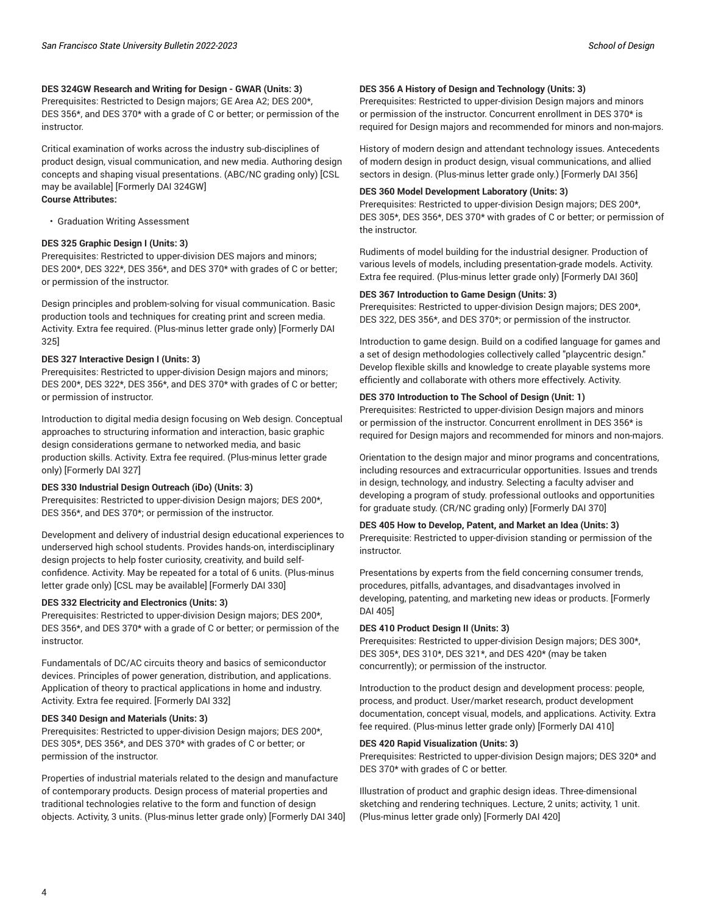**DES 324GW Research and Writing for Design - GWAR (Units: 3)**
Prerequisites: Restricted to Design majors; GE Area A2; DES 200*, DES 356*, and DES 370* with a grade of C or better; or permission of the instructor.

Critical examination of works across the industry sub-disciplines of product design, visual communication, and new media. Authoring design concepts and shaping visual presentations. (ABC/NC grading only) [CSL may be available] [Formerly DAI 324GW]
**Course Attributes:**

- Graduation Writing Assessment

**DES 325 Graphic Design I (Units: 3)**
Prerequisites: Restricted to upper-division DES majors and minors; DES 200*, DES 322*, DES 356*, and DES 370* with grades of C or better; or permission of the instructor.

Design principles and problem-solving for visual communication. Basic production tools and techniques for creating print and screen media. Activity. Extra fee required. (Plus-minus letter grade only) [Formerly DAI 325]

**DES 327 Interactive Design I (Units: 3)**
Prerequisites: Restricted to upper-division Design majors and minors; DES 200*, DES 322*, DES 356*, and DES 370* with grades of C or better; or permission of instructor.

Introduction to digital media design focusing on Web design. Conceptual approaches to structuring information and interaction, basic graphic design considerations germane to networked media, and basic production skills. Activity. Extra fee required. (Plus-minus letter grade only) [Formerly DAI 327]

**DES 330 Industrial Design Outreach (iDo) (Units: 3)**
Prerequisites: Restricted to upper-division Design majors; DES 200*, DES 356*, and DES 370*; or permission of the instructor.

Development and delivery of industrial design educational experiences to underserved high school students. Provides hands-on, interdisciplinary design projects to help foster curiosity, creativity, and build self-confidence. Activity. May be repeated for a total of 6 units. (Plus-minus letter grade only) [CSL may be available] [Formerly DAI 330]

**DES 332 Electricity and Electronics (Units: 3)**
Prerequisites: Restricted to upper-division Design majors; DES 200*, DES 356*, and DES 370* with a grade of C or better; or permission of the instructor.

Fundamentals of DC/AC circuits theory and basics of semiconductor devices. Principles of power generation, distribution, and applications. Application of theory to practical applications in home and industry. Activity. Extra fee required. [Formerly DAI 332]

**DES 340 Design and Materials (Units: 3)**
Prerequisites: Restricted to upper-division Design majors; DES 200*, DES 305*, DES 356*, and DES 370* with grades of C or better; or permission of the instructor.

Properties of industrial materials related to the design and manufacture of contemporary products. Design process of material properties and traditional technologies relative to the form and function of design objects. Activity, 3 units. (Plus-minus letter grade only) [Formerly DAI 340]

**DES 356 A History of Design and Technology (Units: 3)**
Prerequisites: Restricted to upper-division Design majors and minors or permission of the instructor. Concurrent enrollment in DES 370* is required for Design majors and recommended for minors and non-majors.

History of modern design and attendant technology issues. Antecedents of modern design in product design, visual communications, and allied sectors in design. (Plus-minus letter grade only.) [Formerly DAI 356]

**DES 360 Model Development Laboratory (Units: 3)**
Prerequisites: Restricted to upper-division Design majors; DES 200*, DES 305*, DES 356*, DES 370* with grades of C or better; or permission of the instructor.

Rudiments of model building for the industrial designer. Production of various levels of models, including presentation-grade models. Activity. Extra fee required. (Plus-minus letter grade only) [Formerly DAI 360]

**DES 367 Introduction to Game Design (Units: 3)**
Prerequisites: Restricted to upper-division Design majors; DES 200*, DES 322, DES 356*, and DES 370*; or permission of the instructor.

Introduction to game design. Build on a codified language for games and a set of design methodologies collectively called "playcentric design." Develop flexible skills and knowledge to create playable systems more efficiently and collaborate with others more effectively. Activity.

**DES 370 Introduction to The School of Design (Unit: 1)**
Prerequisites: Restricted to upper-division Design majors and minors or permission of the instructor. Concurrent enrollment in DES 356* is required for Design majors and recommended for minors and non-majors.

Orientation to the design major and minor programs and concentrations, including resources and extracurricular opportunities. Issues and trends in design, technology, and industry. Selecting a faculty adviser and developing a program of study. professional outlooks and opportunities for graduate study. (CR/NC grading only) [Formerly DAI 370]

**DES 405 How to Develop, Patent, and Market an Idea (Units: 3)**
Prerequisite: Restricted to upper-division standing or permission of the instructor.

Presentations by experts from the field concerning consumer trends, procedures, pitfalls, advantages, and disadvantages involved in developing, patenting, and marketing new ideas or products. [Formerly DAI 405]

**DES 410 Product Design II (Units: 3)**
Prerequisites: Restricted to upper-division Design majors; DES 300*, DES 305*, DES 310*, DES 321*, and DES 420* (may be taken concurrently); or permission of the instructor.

Introduction to the product design and development process: people, process, and product. User/market research, product development documentation, concept visual, models, and applications. Activity. Extra fee required. (Plus-minus letter grade only) [Formerly DAI 410]

**DES 420 Rapid Visualization (Units: 3)**
Prerequisites: Restricted to upper-division Design majors; DES 320* and DES 370* with grades of C or better.

Illustration of product and graphic design ideas. Three-dimensional sketching and rendering techniques. Lecture, 2 units; activity, 1 unit. (Plus-minus letter grade only) [Formerly DAI 420]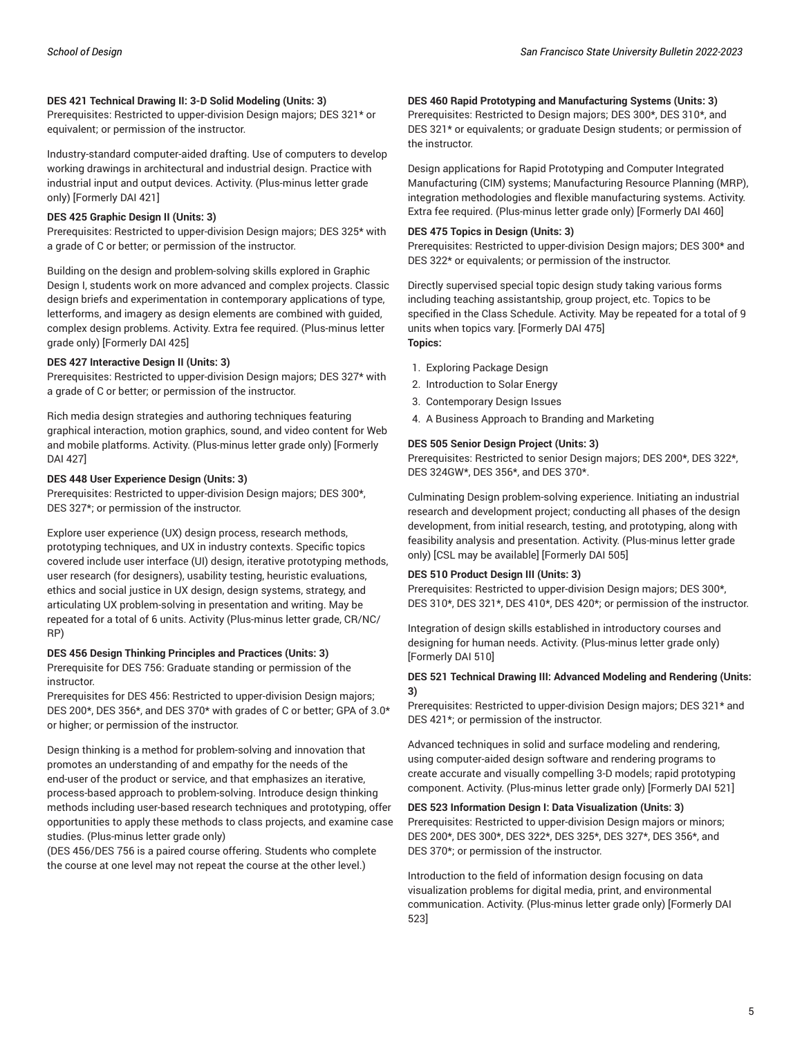**DES 421 Technical Drawing II: 3-D Solid Modeling (Units: 3)**
Prerequisites: Restricted to upper-division Design majors; DES 321* or equivalent; or permission of the instructor.

Industry-standard computer-aided drafting. Use of computers to develop working drawings in architectural and industrial design. Practice with industrial input and output devices. Activity. (Plus-minus letter grade only) [Formerly DAI 421]

**DES 425 Graphic Design II (Units: 3)**
Prerequisites: Restricted to upper-division Design majors; DES 325* with a grade of C or better; or permission of the instructor.

Building on the design and problem-solving skills explored in Graphic Design I, students work on more advanced and complex projects. Classic design briefs and experimentation in contemporary applications of type, letterforms, and imagery as design elements are combined with guided, complex design problems. Activity. Extra fee required. (Plus-minus letter grade only) [Formerly DAI 425]

**DES 427 Interactive Design II (Units: 3)**
Prerequisites: Restricted to upper-division Design majors; DES 327* with a grade of C or better; or permission of the instructor.

Rich media design strategies and authoring techniques featuring graphical interaction, motion graphics, sound, and video content for Web and mobile platforms. Activity. (Plus-minus letter grade only) [Formerly DAI 427]

**DES 448 User Experience Design (Units: 3)**
Prerequisites: Restricted to upper-division Design majors; DES 300*, DES 327*; or permission of the instructor.

Explore user experience (UX) design process, research methods, prototyping techniques, and UX in industry contexts. Specific topics covered include user interface (UI) design, iterative prototyping methods, user research (for designers), usability testing, heuristic evaluations, ethics and social justice in UX design, design systems, strategy, and articulating UX problem-solving in presentation and writing. May be repeated for a total of 6 units. Activity (Plus-minus letter grade, CR/NC/RP)

**DES 456 Design Thinking Principles and Practices (Units: 3)**
Prerequisite for DES 756: Graduate standing or permission of the instructor.
Prerequisites for DES 456: Restricted to upper-division Design majors; DES 200*, DES 356*, and DES 370* with grades of C or better; GPA of 3.0* or higher; or permission of the instructor.

Design thinking is a method for problem-solving and innovation that promotes an understanding of and empathy for the needs of the end-user of the product or service, and that emphasizes an iterative, process-based approach to problem-solving. Introduce design thinking methods including user-based research techniques and prototyping, offer opportunities to apply these methods to class projects, and examine case studies. (Plus-minus letter grade only)
(DES 456/DES 756 is a paired course offering. Students who complete the course at one level may not repeat the course at the other level.)

**DES 460 Rapid Prototyping and Manufacturing Systems (Units: 3)**
Prerequisites: Restricted to Design majors; DES 300*, DES 310*, and DES 321* or equivalents; or graduate Design students; or permission of the instructor.

Design applications for Rapid Prototyping and Computer Integrated Manufacturing (CIM) systems; Manufacturing Resource Planning (MRP), integration methodologies and flexible manufacturing systems. Activity. Extra fee required. (Plus-minus letter grade only) [Formerly DAI 460]

**DES 475 Topics in Design (Units: 3)**
Prerequisites: Restricted to upper-division Design majors; DES 300* and DES 322* or equivalents; or permission of the instructor.

Directly supervised special topic design study taking various forms including teaching assistantship, group project, etc. Topics to be specified in the Class Schedule. Activity. May be repeated for a total of 9 units when topics vary. [Formerly DAI 475]
**Topics:**

1. Exploring Package Design
2. Introduction to Solar Energy
3. Contemporary Design Issues
4. A Business Approach to Branding and Marketing

**DES 505 Senior Design Project (Units: 3)**
Prerequisites: Restricted to senior Design majors; DES 200*, DES 322*, DES 324GW*, DES 356*, and DES 370*.

Culminating Design problem-solving experience. Initiating an industrial research and development project; conducting all phases of the design development, from initial research, testing, and prototyping, along with feasibility analysis and presentation. Activity. (Plus-minus letter grade only) [CSL may be available] [Formerly DAI 505]

**DES 510 Product Design III (Units: 3)**
Prerequisites: Restricted to upper-division Design majors; DES 300*, DES 310*, DES 321*, DES 410*, DES 420*; or permission of the instructor.

Integration of design skills established in introductory courses and designing for human needs. Activity. (Plus-minus letter grade only) [Formerly DAI 510]

**DES 521 Technical Drawing III: Advanced Modeling and Rendering (Units: 3)**
Prerequisites: Restricted to upper-division Design majors; DES 321* and DES 421*; or permission of the instructor.

Advanced techniques in solid and surface modeling and rendering, using computer-aided design software and rendering programs to create accurate and visually compelling 3-D models; rapid prototyping component. Activity. (Plus-minus letter grade only) [Formerly DAI 521]

**DES 523 Information Design I: Data Visualization (Units: 3)**
Prerequisites: Restricted to upper-division Design majors or minors; DES 200*, DES 300*, DES 322*, DES 325*, DES 327*, DES 356*, and DES 370*; or permission of the instructor.

Introduction to the field of information design focusing on data visualization problems for digital media, print, and environmental communication. Activity. (Plus-minus letter grade only) [Formerly DAI 523]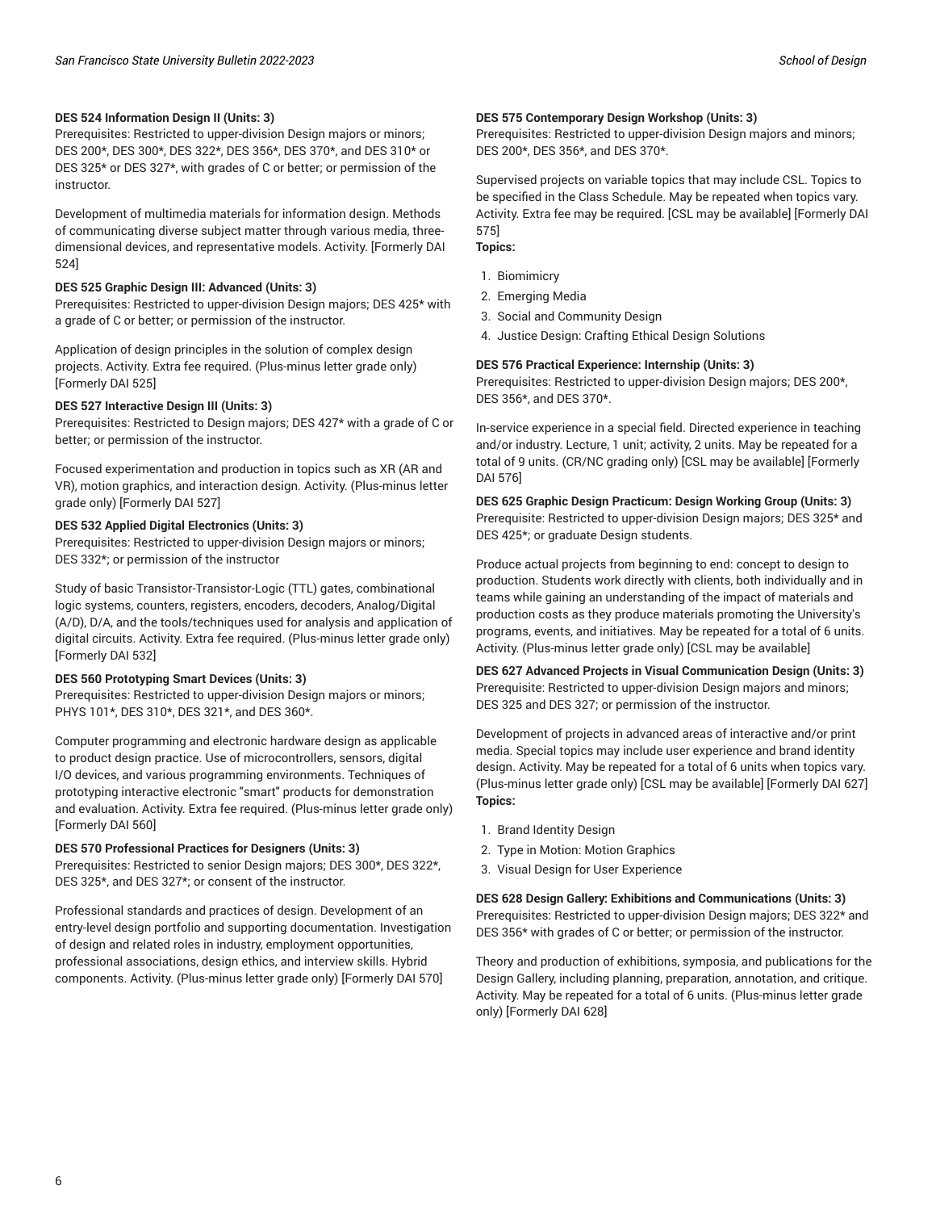**DES 524 Information Design II (Units: 3)**
Prerequisites: Restricted to upper-division Design majors or minors; DES 200*, DES 300*, DES 322*, DES 356*, DES 370*, and DES 310* or DES 325* or DES 327*, with grades of C or better; or permission of the instructor.

Development of multimedia materials for information design. Methods of communicating diverse subject matter through various media, three-dimensional devices, and representative models. Activity. [Formerly DAI 524]

**DES 525 Graphic Design III: Advanced (Units: 3)**
Prerequisites: Restricted to upper-division Design majors; DES 425* with a grade of C or better; or permission of the instructor.

Application of design principles in the solution of complex design projects. Activity. Extra fee required. (Plus-minus letter grade only) [Formerly DAI 525]

**DES 527 Interactive Design III (Units: 3)**
Prerequisites: Restricted to Design majors; DES 427* with a grade of C or better; or permission of the instructor.

Focused experimentation and production in topics such as XR (AR and VR), motion graphics, and interaction design. Activity. (Plus-minus letter grade only) [Formerly DAI 527]

**DES 532 Applied Digital Electronics (Units: 3)**
Prerequisites: Restricted to upper-division Design majors or minors; DES 332*; or permission of the instructor

Study of basic Transistor-Transistor-Logic (TTL) gates, combinational logic systems, counters, registers, encoders, decoders, Analog/Digital (A/D), D/A, and the tools/techniques used for analysis and application of digital circuits. Activity. Extra fee required. (Plus-minus letter grade only) [Formerly DAI 532]

**DES 560 Prototyping Smart Devices (Units: 3)**
Prerequisites: Restricted to upper-division Design majors or minors; PHYS 101*, DES 310*, DES 321*, and DES 360*.

Computer programming and electronic hardware design as applicable to product design practice. Use of microcontrollers, sensors, digital I/O devices, and various programming environments. Techniques of prototyping interactive electronic "smart" products for demonstration and evaluation. Activity. Extra fee required. (Plus-minus letter grade only) [Formerly DAI 560]

**DES 570 Professional Practices for Designers (Units: 3)**
Prerequisites: Restricted to senior Design majors; DES 300*, DES 322*, DES 325*, and DES 327*; or consent of the instructor.

Professional standards and practices of design. Development of an entry-level design portfolio and supporting documentation. Investigation of design and related roles in industry, employment opportunities, professional associations, design ethics, and interview skills. Hybrid components. Activity. (Plus-minus letter grade only) [Formerly DAI 570]

**DES 575 Contemporary Design Workshop (Units: 3)**
Prerequisites: Restricted to upper-division Design majors and minors; DES 200*, DES 356*, and DES 370*.

Supervised projects on variable topics that may include CSL. Topics to be specified in the Class Schedule. May be repeated when topics vary. Activity. Extra fee may be required. [CSL may be available] [Formerly DAI 575]

**Topics:**

1. Biomimicry
2. Emerging Media
3. Social and Community Design
4. Justice Design: Crafting Ethical Design Solutions

**DES 576 Practical Experience: Internship (Units: 3)**
Prerequisites: Restricted to upper-division Design majors; DES 200*, DES 356*, and DES 370*.

In-service experience in a special field. Directed experience in teaching and/or industry. Lecture, 1 unit; activity, 2 units. May be repeated for a total of 9 units. (CR/NC grading only) [CSL may be available] [Formerly DAI 576]

**DES 625 Graphic Design Practicum: Design Working Group (Units: 3)**
Prerequisite: Restricted to upper-division Design majors; DES 325* and DES 425*; or graduate Design students.

Produce actual projects from beginning to end: concept to design to production. Students work directly with clients, both individually and in teams while gaining an understanding of the impact of materials and production costs as they produce materials promoting the University's programs, events, and initiatives. May be repeated for a total of 6 units. Activity. (Plus-minus letter grade only) [CSL may be available]

**DES 627 Advanced Projects in Visual Communication Design (Units: 3)**
Prerequisite: Restricted to upper-division Design majors and minors; DES 325 and DES 327; or permission of the instructor.

Development of projects in advanced areas of interactive and/or print media. Special topics may include user experience and brand identity design. Activity. May be repeated for a total of 6 units when topics vary. (Plus-minus letter grade only) [CSL may be available] [Formerly DAI 627]

**Topics:**

1. Brand Identity Design
2. Type in Motion: Motion Graphics
3. Visual Design for User Experience

**DES 628 Design Gallery: Exhibitions and Communications (Units: 3)**
Prerequisites: Restricted to upper-division Design majors; DES 322* and DES 356* with grades of C or better; or permission of the instructor.

Theory and production of exhibitions, symposia, and publications for the Design Gallery, including planning, preparation, annotation, and critique. Activity. May be repeated for a total of 6 units. (Plus-minus letter grade only) [Formerly DAI 628]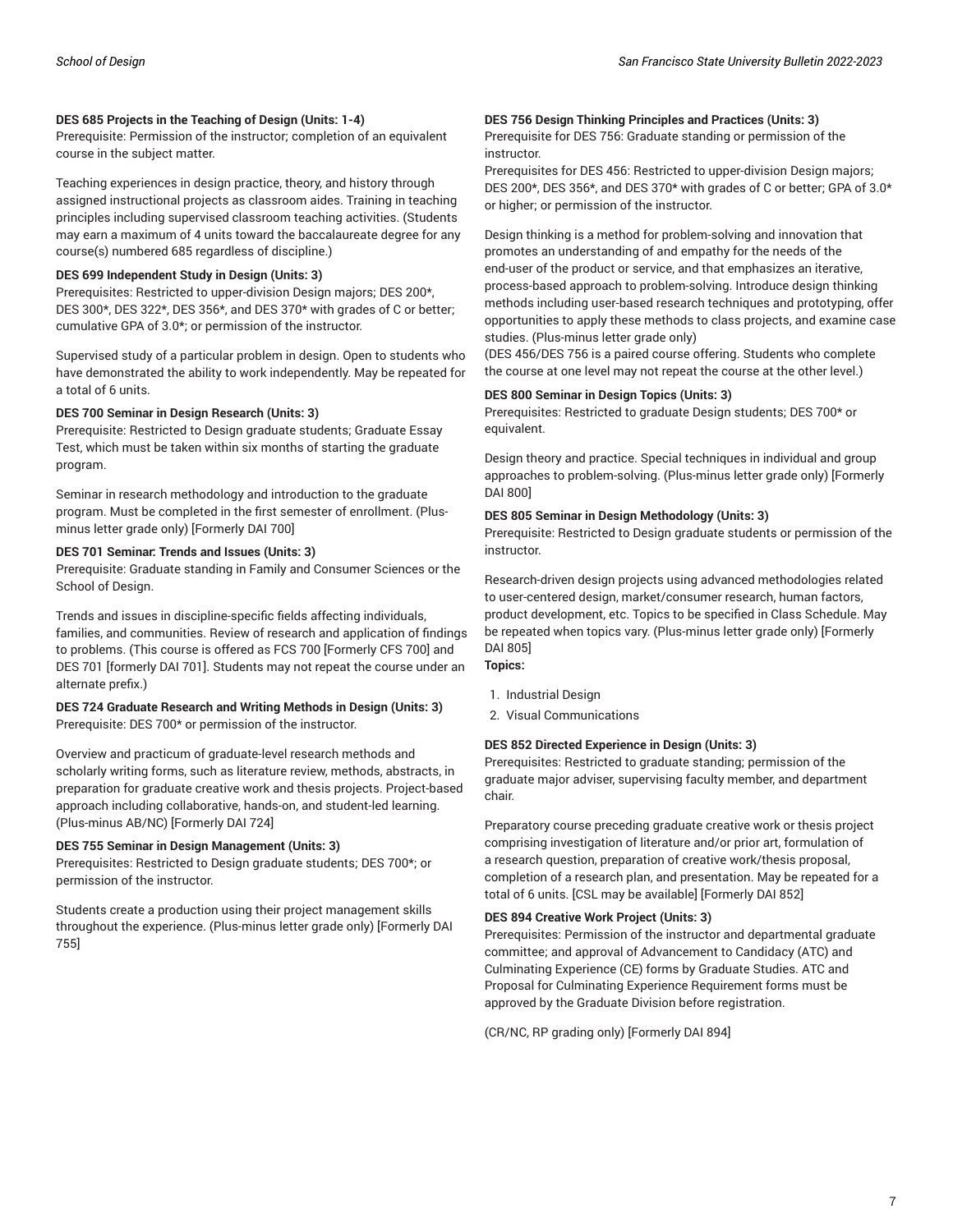**DES 685 Projects in the Teaching of Design (Units: 1-4)**
Prerequisite: Permission of the instructor; completion of an equivalent course in the subject matter.

Teaching experiences in design practice, theory, and history through assigned instructional projects as classroom aides. Training in teaching principles including supervised classroom teaching activities. (Students may earn a maximum of 4 units toward the baccalaureate degree for any course(s) numbered 685 regardless of discipline.)

**DES 699 Independent Study in Design (Units: 3)**
Prerequisites: Restricted to upper-division Design majors; DES 200*, DES 300*, DES 322*, DES 356*, and DES 370* with grades of C or better; cumulative GPA of 3.0*; or permission of the instructor.

Supervised study of a particular problem in design. Open to students who have demonstrated the ability to work independently. May be repeated for a total of 6 units.

**DES 700 Seminar in Design Research (Units: 3)**
Prerequisite: Restricted to Design graduate students; Graduate Essay Test, which must be taken within six months of starting the graduate program.

Seminar in research methodology and introduction to the graduate program. Must be completed in the first semester of enrollment. (Plus-minus letter grade only) [Formerly DAI 700]

**DES 701 Seminar: Trends and Issues (Units: 3)**
Prerequisite: Graduate standing in Family and Consumer Sciences or the School of Design.

Trends and issues in discipline-specific fields affecting individuals, families, and communities. Review of research and application of findings to problems. (This course is offered as FCS 700 [Formerly CFS 700] and DES 701 [formerly DAI 701]. Students may not repeat the course under an alternate prefix.)

**DES 724 Graduate Research and Writing Methods in Design (Units: 3)**
Prerequisite: DES 700* or permission of the instructor.

Overview and practicum of graduate-level research methods and scholarly writing forms, such as literature review, methods, abstracts, in preparation for graduate creative work and thesis projects. Project-based approach including collaborative, hands-on, and student-led learning. (Plus-minus AB/NC) [Formerly DAI 724]

**DES 755 Seminar in Design Management (Units: 3)**
Prerequisites: Restricted to Design graduate students; DES 700*; or permission of the instructor.

Students create a production using their project management skills throughout the experience. (Plus-minus letter grade only) [Formerly DAI 755]

**DES 756 Design Thinking Principles and Practices (Units: 3)**
Prerequisite for DES 756: Graduate standing or permission of the instructor.
Prerequisites for DES 456: Restricted to upper-division Design majors; DES 200*, DES 356*, and DES 370* with grades of C or better; GPA of 3.0* or higher; or permission of the instructor.

Design thinking is a method for problem-solving and innovation that promotes an understanding of and empathy for the needs of the end-user of the product or service, and that emphasizes an iterative, process-based approach to problem-solving. Introduce design thinking methods including user-based research techniques and prototyping, offer opportunities to apply these methods to class projects, and examine case studies. (Plus-minus letter grade only)
(DES 456/DES 756 is a paired course offering. Students who complete the course at one level may not repeat the course at the other level.)

**DES 800 Seminar in Design Topics (Units: 3)**
Prerequisites: Restricted to graduate Design students; DES 700* or equivalent.

Design theory and practice. Special techniques in individual and group approaches to problem-solving. (Plus-minus letter grade only) [Formerly DAI 800]

**DES 805 Seminar in Design Methodology (Units: 3)**
Prerequisite: Restricted to Design graduate students or permission of the instructor.

Research-driven design projects using advanced methodologies related to user-centered design, market/consumer research, human factors, product development, etc. Topics to be specified in Class Schedule. May be repeated when topics vary. (Plus-minus letter grade only) [Formerly DAI 805]
**Topics:**

1. Industrial Design
2. Visual Communications

**DES 852 Directed Experience in Design (Units: 3)**
Prerequisites: Restricted to graduate standing; permission of the graduate major adviser, supervising faculty member, and department chair.

Preparatory course preceding graduate creative work or thesis project comprising investigation of literature and/or prior art, formulation of a research question, preparation of creative work/thesis proposal, completion of a research plan, and presentation. May be repeated for a total of 6 units. [CSL may be available] [Formerly DAI 852]

**DES 894 Creative Work Project (Units: 3)**
Prerequisites: Permission of the instructor and departmental graduate committee; and approval of Advancement to Candidacy (ATC) and Culminating Experience (CE) forms by Graduate Studies. ATC and Proposal for Culminating Experience Requirement forms must be approved by the Graduate Division before registration.

(CR/NC, RP grading only) [Formerly DAI 894]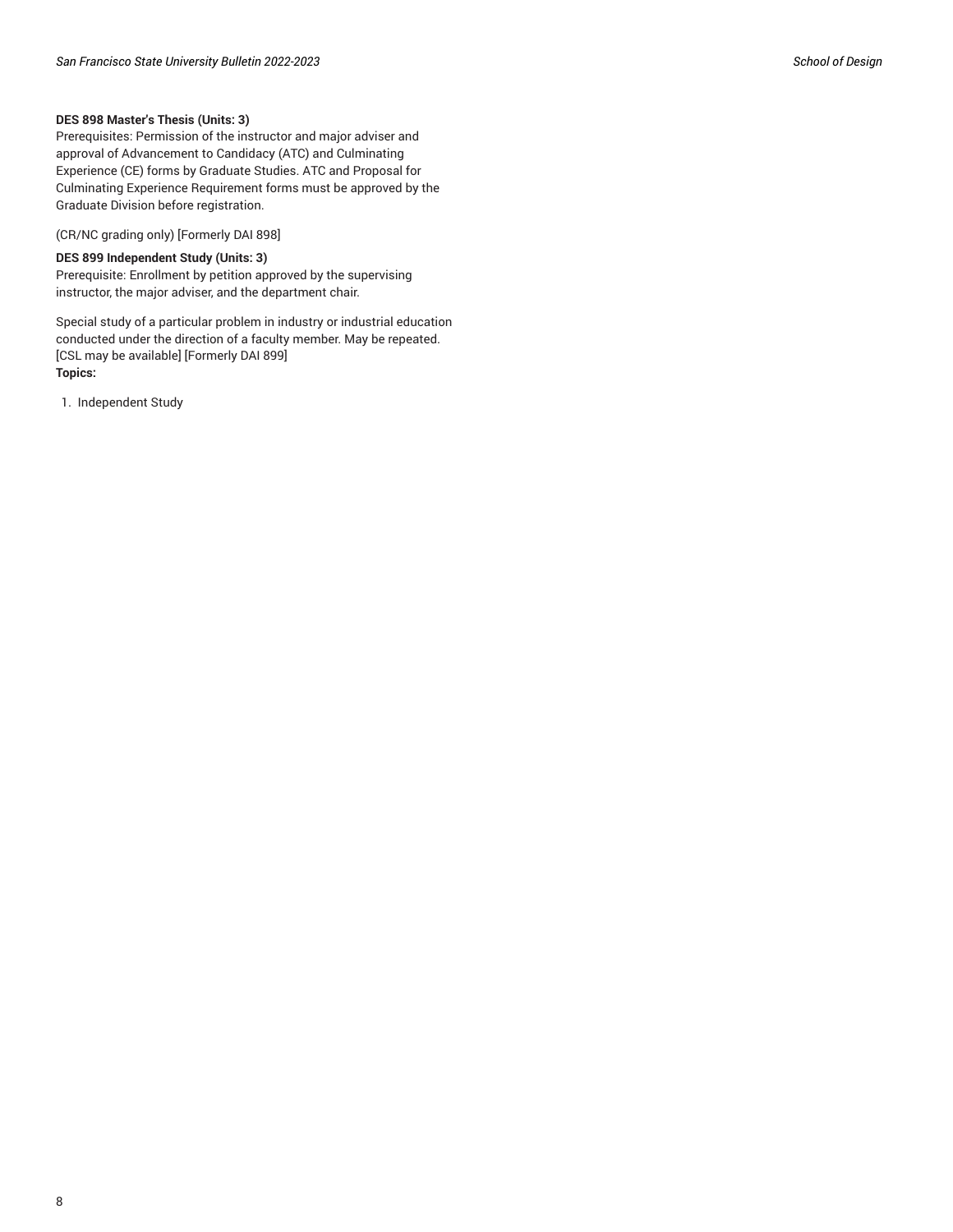**DES 898 Master's Thesis (Units: 3)**
Prerequisites: Permission of the instructor and major adviser and approval of Advancement to Candidacy (ATC) and Culminating Experience (CE) forms by Graduate Studies. ATC and Proposal for Culminating Experience Requirement forms must be approved by the Graduate Division before registration.

(CR/NC grading only) [Formerly DAI 898]

**DES 899 Independent Study (Units: 3)**
Prerequisite: Enrollment by petition approved by the supervising instructor, the major adviser, and the department chair.

Special study of a particular problem in industry or industrial education conducted under the direction of a faculty member. May be repeated. [CSL may be available] [Formerly DAI 899]
**Topics:**

1. Independent Study